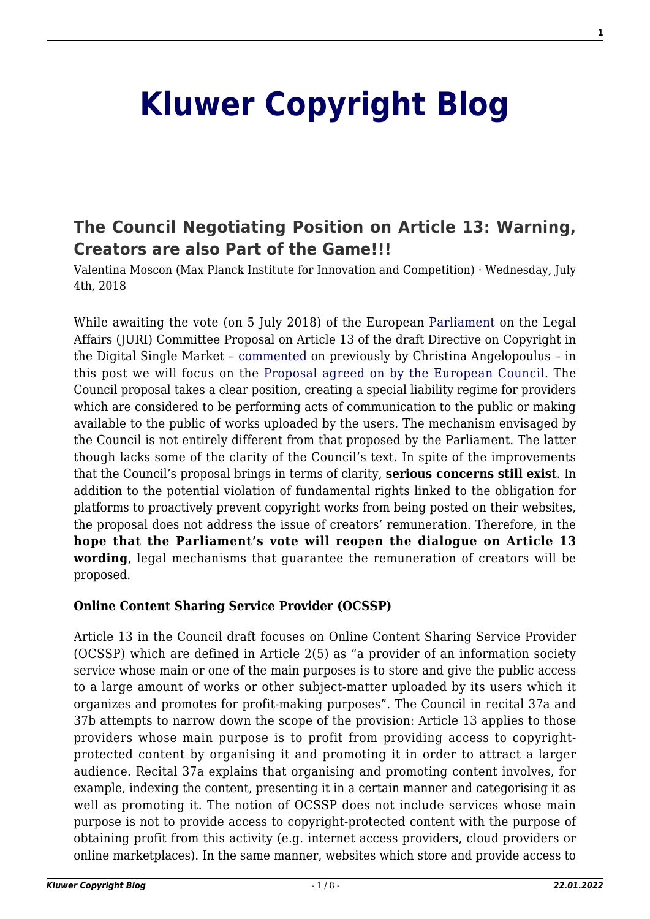# Kluwer Copyright Blog

## The Council Negotiating Position on Article 13: Warning, Creators are also Part of the Game!!!

Valentina Moscon (Max Planck Institute for Innovation and Competition) · Wednesday, July 4th, 2018

While awaiting the vote (on 5 July 2018) of the European Parliament on the Legal Affairs (JURI) Committee Proposal on Article 13 of the draft Directive on Copyright in the Digital Single Market – commented on previously by Christina Angelopoulus – in this post we will focus on the Proposal agreed on by the European Council. The Council proposal takes a clear position, creating a special liability regime for providers which are considered to be performing acts of communication to the public or making available to the public of works uploaded by the users. The mechanism envisaged by the Council is not entirely different from that proposed by the Parliament. The latter though lacks some of the clarity of the Council's text. In spite of the improvements that the Council's proposal brings in terms of clarity, **serious concerns still exist**. In addition to the potential violation of fundamental rights linked to the obligation for platforms to proactively prevent copyright works from being posted on their websites, the proposal does not address the issue of creators' remuneration. Therefore, in the **hope that the Parliament's vote will reopen the dialogue on Article 13 wording**, legal mechanisms that guarantee the remuneration of creators will be proposed.

**Online Content Sharing Service Provider (OCSSP)**

Article 13 in the Council draft focuses on Online Content Sharing Service Provider (OCSSP) which are defined in Article 2(5) as "a provider of an information society service whose main or one of the main purposes is to store and give the public access to a large amount of works or other subject-matter uploaded by its users which it organizes and promotes for profit-making purposes". The Council in recital 37a and 37b attempts to narrow down the scope of the provision: Article 13 applies to those providers whose main purpose is to profit from providing access to copyright-protected content by organising it and promoting it in order to attract a larger audience. Recital 37a explains that organising and promoting content involves, for example, indexing the content, presenting it in a certain manner and categorising it as well as promoting it. The notion of OCSSP does not include services whose main purpose is not to provide access to copyright-protected content with the purpose of obtaining profit from this activity (e.g. internet access providers, cloud providers or online marketplaces). In the same manner, websites which store and provide access to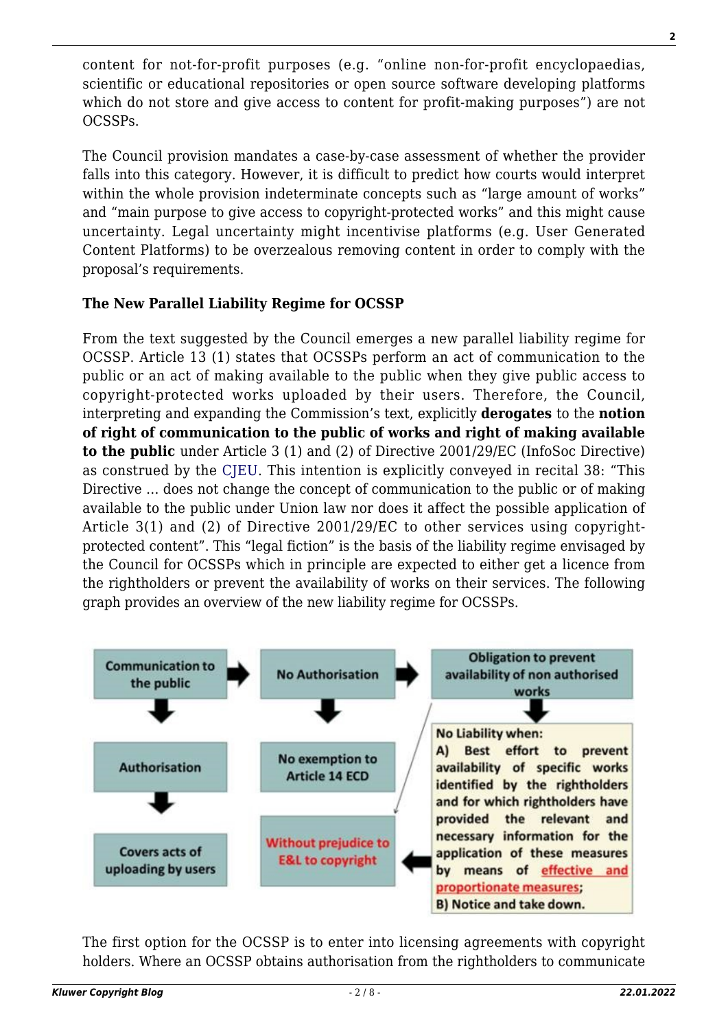content for not-for-profit purposes (e.g. "online non-for-profit encyclopaedias, scientific or educational repositories or open source software developing platforms which do not store and give access to content for profit-making purposes") are not OCSSPs.

The Council provision mandates a case-by-case assessment of whether the provider falls into this category. However, it is difficult to predict how courts would interpret within the whole provision indeterminate concepts such as "large amount of works" and "main purpose to give access to copyright-protected works" and this might cause uncertainty. Legal uncertainty might incentivise platforms (e.g. User Generated Content Platforms) to be overzealous removing content in order to comply with the proposal's requirements.

**The New Parallel Liability Regime for OCSSP**

From the text suggested by the Council emerges a new parallel liability regime for OCSSP. Article 13 (1) states that OCSSPs perform an act of communication to the public or an act of making available to the public when they give public access to copyright-protected works uploaded by their users. Therefore, the Council, interpreting and expanding the Commission's text, explicitly **derogates** to the **notion of right of communication to the public of works and right of making available to the public** under Article 3 (1) and (2) of Directive 2001/29/EC (InfoSoc Directive) as construed by the CJEU. This intention is explicitly conveyed in recital 38: "This Directive ... does not change the concept of communication to the public or of making available to the public under Union law nor does it affect the possible application of Article 3(1) and (2) of Directive 2001/29/EC to other services using copyright-protected content". This "legal fiction" is the basis of the liability regime envisaged by the Council for OCSSPs which in principle are expected to either get a licence from the rightholders or prevent the availability of works on their services. The following graph provides an overview of the new liability regime for OCSSPs.

- **Communication to the public**
  - → **Authorisation** → **Covers acts of uploading by users**
  - → **No Authorisation**
    - → **No exemption to Article 14 ECD**
    - → **Obligation to prevent availability of non authorised works**
      - **No Liability when:**
        - A) Best effort to prevent availability of specific works identified by the rightholders and for which rightholders have provided the relevant and necessary information for the application of these measures by means of effective and proportionate measures;
        - B) Notice and take down.
      - → **Without prejudice to E&L to copyright**

The first option for the OCSSP is to enter into licensing agreements with copyright holders. Where an OCSSP obtains authorisation from the rightholders to communicate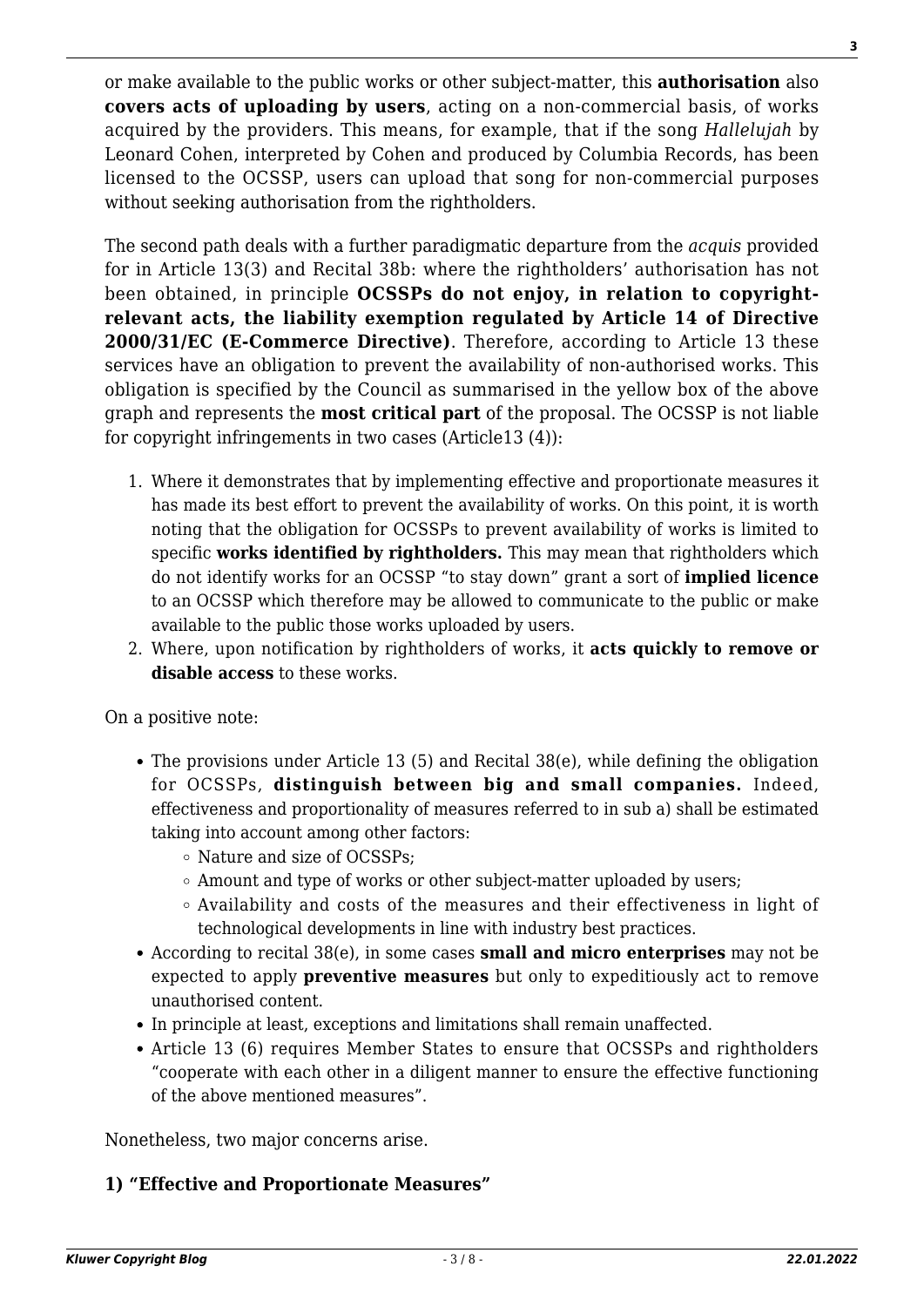or make available to the public works or other subject-matter, this **authorisation** also **covers acts of uploading by users**, acting on a non-commercial basis, of works acquired by the providers. This means, for example, that if the song *Hallelujah* by Leonard Cohen, interpreted by Cohen and produced by Columbia Records, has been licensed to the OCSSP, users can upload that song for non-commercial purposes without seeking authorisation from the rightholders.

The second path deals with a further paradigmatic departure from the *acquis* provided for in Article 13(3) and Recital 38b: where the rightholders' authorisation has not been obtained, in principle **OCSSPs do not enjoy, in relation to copyright-relevant acts, the liability exemption regulated by Article 14 of Directive 2000/31/EC (E-Commerce Directive)**. Therefore, according to Article 13 these services have an obligation to prevent the availability of non-authorised works. This obligation is specified by the Council as summarised in the yellow box of the above graph and represents the **most critical part** of the proposal. The OCSSP is not liable for copyright infringements in two cases (Article13 (4)):

1. Where it demonstrates that by implementing effective and proportionate measures it has made its best effort to prevent the availability of works. On this point, it is worth noting that the obligation for OCSSPs to prevent availability of works is limited to specific **works identified by rightholders.** This may mean that rightholders which do not identify works for an OCSSP "to stay down" grant a sort of **implied licence** to an OCSSP which therefore may be allowed to communicate to the public or make available to the public those works uploaded by users.
2. Where, upon notification by rightholders of works, it **acts quickly to remove or disable access** to these works.

On a positive note:

- The provisions under Article 13 (5) and Recital 38(e), while defining the obligation for OCSSPs, **distinguish between big and small companies.** Indeed, effectiveness and proportionality of measures referred to in sub a) shall be estimated taking into account among other factors:
  - Nature and size of OCSSPs;
  - Amount and type of works or other subject-matter uploaded by users;
  - Availability and costs of the measures and their effectiveness in light of technological developments in line with industry best practices.
- According to recital 38(e), in some cases **small and micro enterprises** may not be expected to apply **preventive measures** but only to expeditiously act to remove unauthorised content.
- In principle at least, exceptions and limitations shall remain unaffected.
- Article 13 (6) requires Member States to ensure that OCSSPs and rightholders "cooperate with each other in a diligent manner to ensure the effective functioning of the above mentioned measures".

Nonetheless, two major concerns arise.

### 1) "Effective and Proportionate Measures"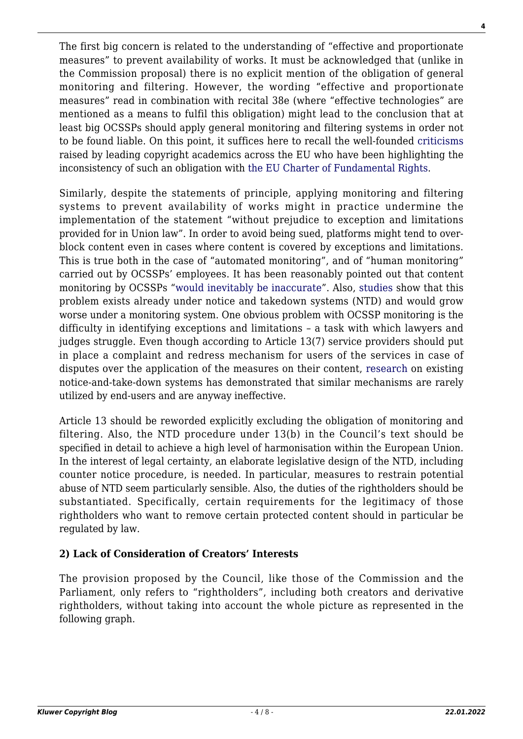The first big concern is related to the understanding of "effective and proportionate measures" to prevent availability of works. It must be acknowledged that (unlike in the Commission proposal) there is no explicit mention of the obligation of general monitoring and filtering. However, the wording "effective and proportionate measures" read in combination with recital 38e (where "effective technologies" are mentioned as a means to fulfil this obligation) might lead to the conclusion that at least big OCSSPs should apply general monitoring and filtering systems in order not to be found liable. On this point, it suffices here to recall the well-founded criticisms raised by leading copyright academics across the EU who have been highlighting the inconsistency of such an obligation with the EU Charter of Fundamental Rights.

Similarly, despite the statements of principle, applying monitoring and filtering systems to prevent availability of works might in practice undermine the implementation of the statement "without prejudice to exception and limitations provided for in Union law". In order to avoid being sued, platforms might tend to over-block content even in cases where content is covered by exceptions and limitations. This is true both in the case of "automated monitoring", and of "human monitoring" carried out by OCSSPs' employees. It has been reasonably pointed out that content monitoring by OCSSPs "would inevitably be inaccurate". Also, studies show that this problem exists already under notice and takedown systems (NTD) and would grow worse under a monitoring system. One obvious problem with OCSSP monitoring is the difficulty in identifying exceptions and limitations – a task with which lawyers and judges struggle. Even though according to Article 13(7) service providers should put in place a complaint and redress mechanism for users of the services in case of disputes over the application of the measures on their content, research on existing notice-and-take-down systems has demonstrated that similar mechanisms are rarely utilized by end-users and are anyway ineffective.

Article 13 should be reworded explicitly excluding the obligation of monitoring and filtering. Also, the NTD procedure under 13(b) in the Council's text should be specified in detail to achieve a high level of harmonisation within the European Union. In the interest of legal certainty, an elaborate legislative design of the NTD, including counter notice procedure, is needed. In particular, measures to restrain potential abuse of NTD seem particularly sensible. Also, the duties of the rightholders should be substantiated. Specifically, certain requirements for the legitimacy of those rightholders who want to remove certain protected content should in particular be regulated by law.

**2) Lack of Consideration of Creators' Interests**

The provision proposed by the Council, like those of the Commission and the Parliament, only refers to "rightholders", including both creators and derivative rightholders, without taking into account the whole picture as represented in the following graph.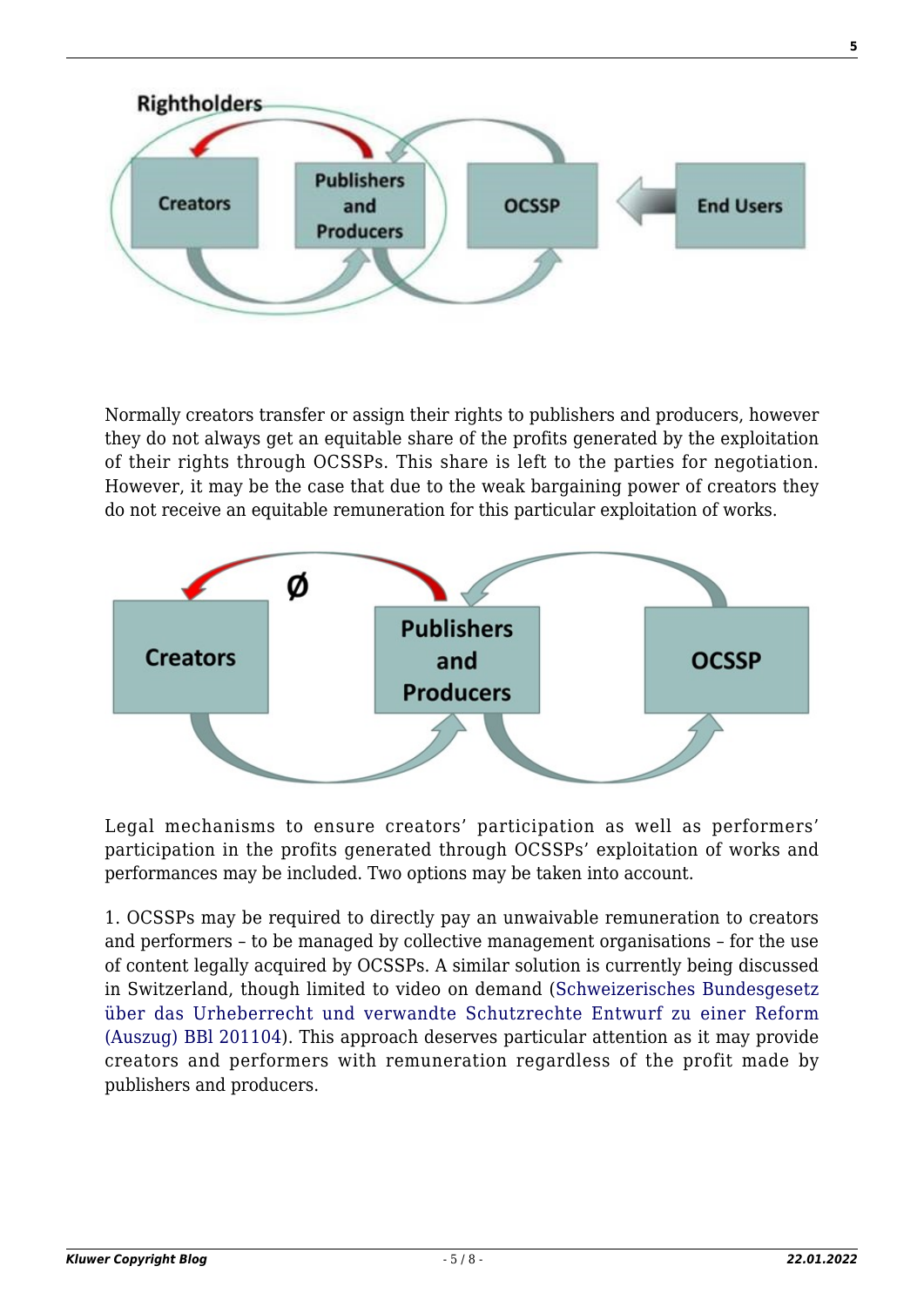Normally creators transfer or assign their rights to publishers and producers, however they do not always get an equitable share of the profits generated by the exploitation of their rights through OCSSPs. This share is left to the parties for negotiation. However, it may be the case that due to the weak bargaining power of creators they do not receive an equitable remuneration for this particular exploitation of works.

Legal mechanisms to ensure creators' participation as well as performers' participation in the profits generated through OCSSPs' exploitation of works and performances may be included. Two options may be taken into account.

1. OCSSPs may be required to directly pay an unwaivable remuneration to creators and performers – to be managed by collective management organisations – for the use of content legally acquired by OCSSPs. A similar solution is currently being discussed in Switzerland, though limited to video on demand (Schweizerisches Bundesgesetz über das Urheberrecht und verwandte Schutzrechte Entwurf zu einer Reform (Auszug) BBl 201104). This approach deserves particular attention as it may provide creators and performers with remuneration regardless of the profit made by publishers and producers.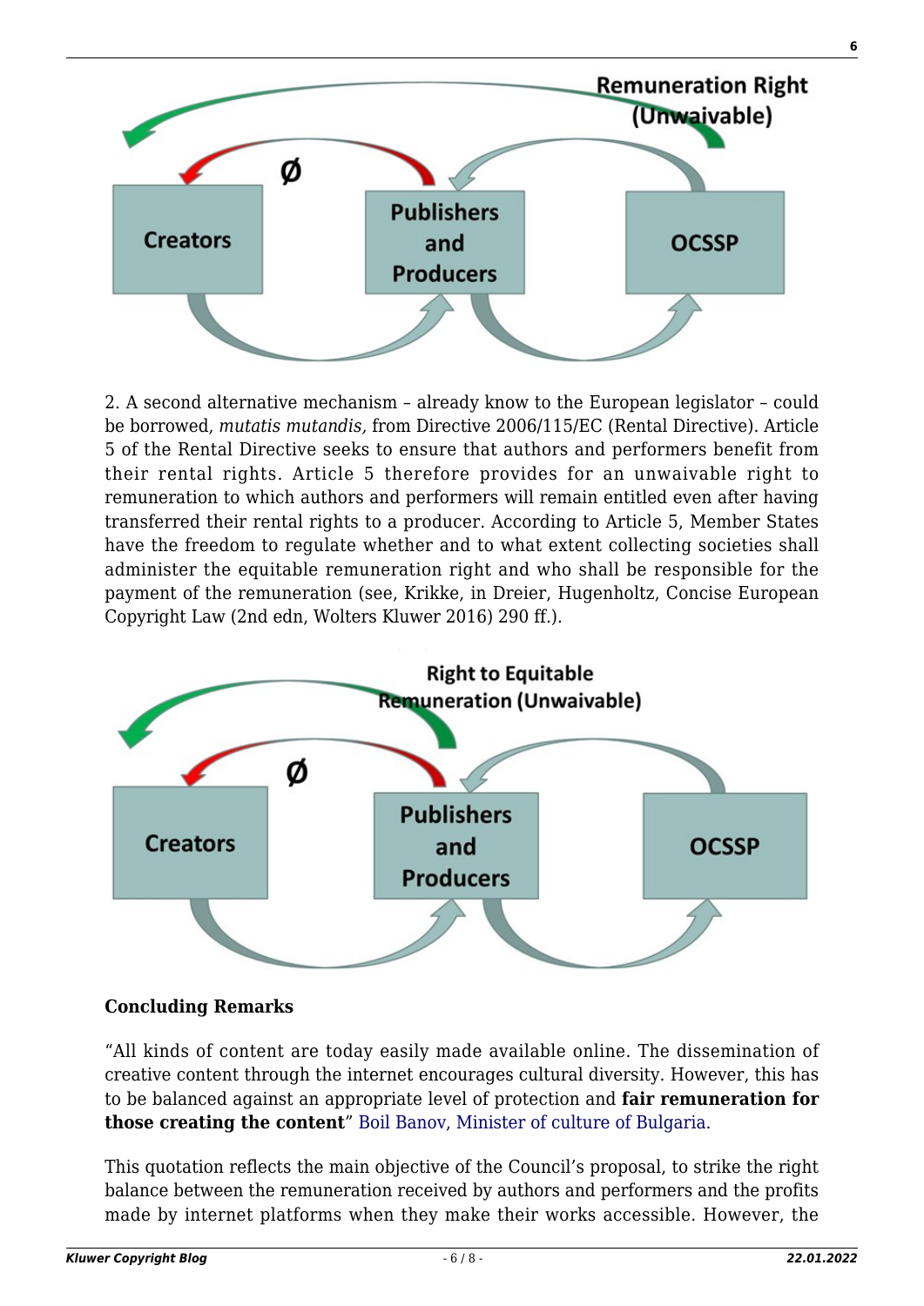2. A second alternative mechanism – already know to the European legislator – could be borrowed, *mutatis mutandis,* from Directive 2006/115/EC (Rental Directive). Article 5 of the Rental Directive seeks to ensure that authors and performers benefit from their rental rights. Article 5 therefore provides for an unwaivable right to remuneration to which authors and performers will remain entitled even after having transferred their rental rights to a producer. According to Article 5, Member States have the freedom to regulate whether and to what extent collecting societies shall administer the equitable remuneration right and who shall be responsible for the payment of the remuneration (see, Krikke, in Dreier, Hugenholtz, Concise European Copyright Law (2nd edn, Wolters Kluwer 2016) 290 ff.).

**Concluding Remarks**

"All kinds of content are today easily made available online. The dissemination of creative content through the internet encourages cultural diversity. However, this has to be balanced against an appropriate level of protection and **fair remuneration for those creating the content**" Boil Banov, Minister of culture of Bulgaria.

This quotation reflects the main objective of the Council's proposal, to strike the right balance between the remuneration received by authors and performers and the profits made by internet platforms when they make their works accessible. However, the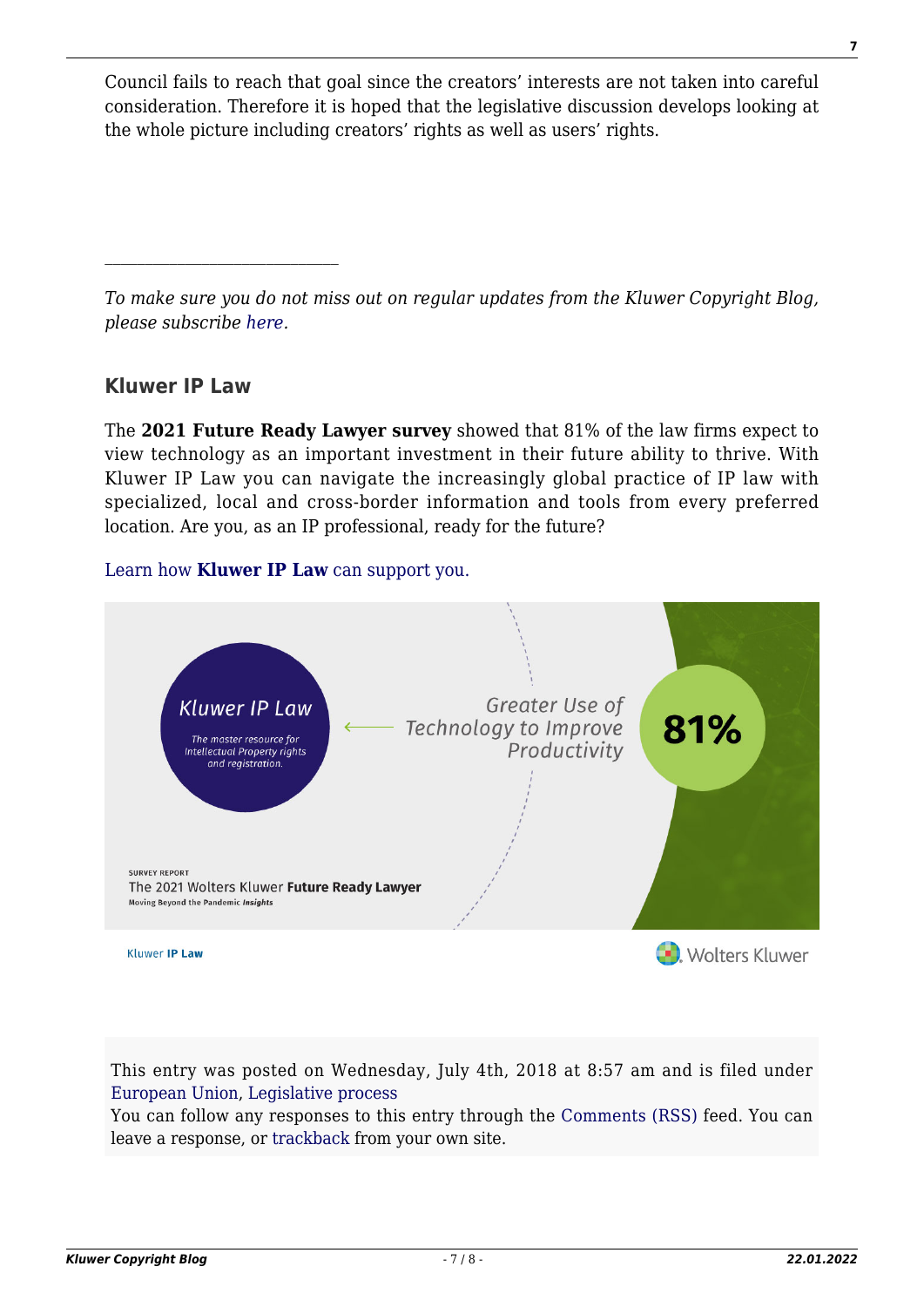Council fails to reach that goal since the creators' interests are not taken into careful consideration. Therefore it is hoped that the legislative discussion develops looking at the whole picture including creators' rights as well as users' rights.

---

*To make sure you do not miss out on regular updates from the Kluwer Copyright Blog, please subscribe here.*

### Kluwer IP Law

The **2021 Future Ready Lawyer survey** showed that 81% of the law firms expect to view technology as an important investment in their future ability to thrive. With Kluwer IP Law you can navigate the increasingly global practice of IP law with specialized, local and cross-border information and tools from every preferred location. Are you, as an IP professional, ready for the future?

Learn how **Kluwer IP Law** can support you.

This entry was posted on Wednesday, July 4th, 2018 at 8:57 am and is filed under European Union, Legislative process
You can follow any responses to this entry through the Comments (RSS) feed. You can leave a response, or trackback from your own site.